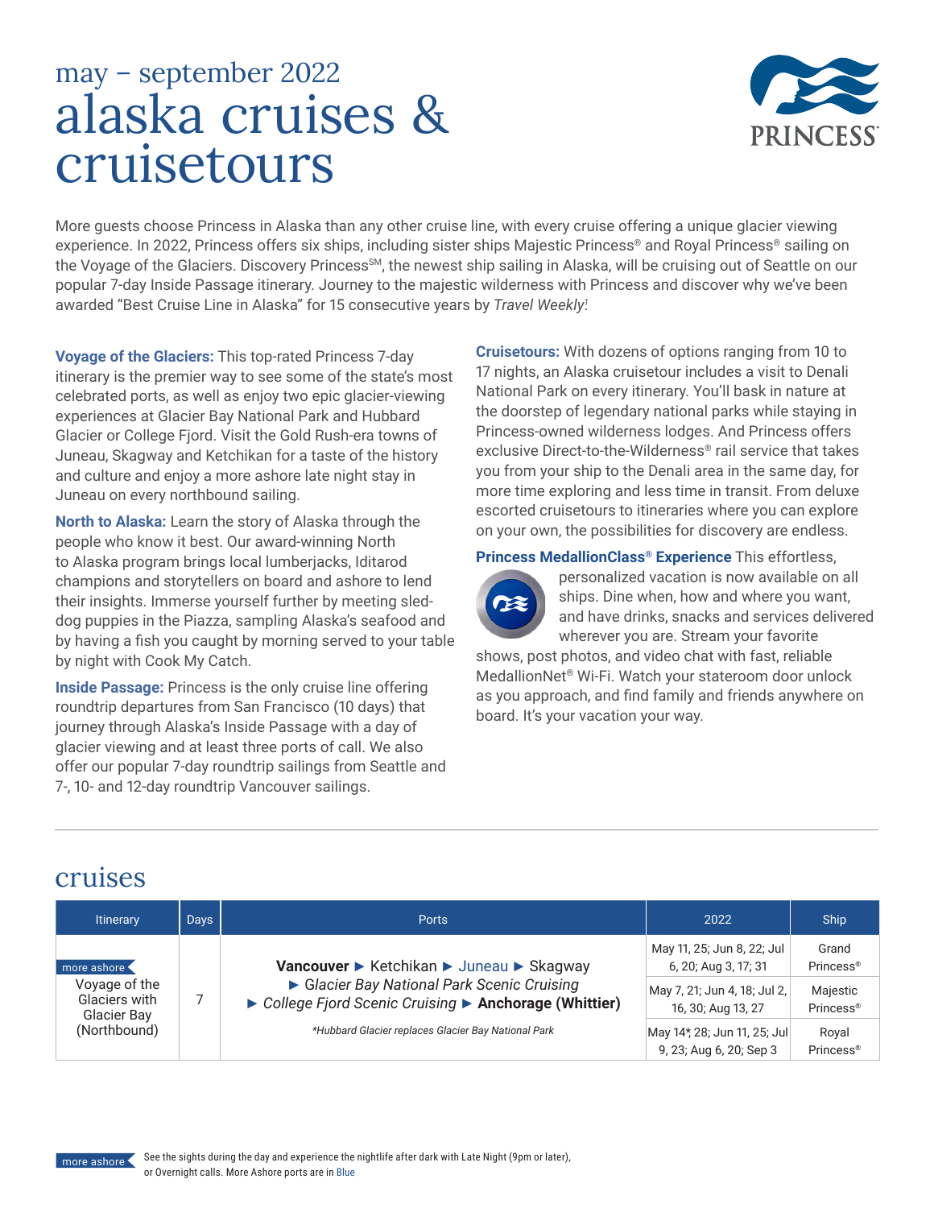# may – september 2022
# alaska cruises & cruisetours

PRINCESS®

More guests choose Princess in Alaska than any other cruise line, with every cruise offering a unique glacier viewing experience. In 2022, Princess offers six ships, including sister ships Majestic Princess® and Royal Princess® sailing on the Voyage of the Glaciers. Discovery Princess℠, the newest ship sailing in Alaska, will be cruising out of Seattle on our popular 7-day Inside Passage itinerary. Journey to the majestic wilderness with Princess and discover why we've been awarded "Best Cruise Line in Alaska" for 15 consecutive years by *Travel Weekly*.[1]

**Voyage of the Glaciers:** This top-rated Princess 7-day itinerary is the premier way to see some of the state's most celebrated ports, as well as enjoy two epic glacier-viewing experiences at Glacier Bay National Park and Hubbard Glacier or College Fjord. Visit the Gold Rush-era towns of Juneau, Skagway and Ketchikan for a taste of the history and culture and enjoy a more ashore late night stay in Juneau on every northbound sailing.

**North to Alaska:** Learn the story of Alaska through the people who know it best. Our award-winning North to Alaska program brings local lumberjacks, Iditarod champions and storytellers on board and ashore to lend their insights. Immerse yourself further by meeting sled-dog puppies in the Piazza, sampling Alaska's seafood and by having a fish you caught by morning served to your table by night with Cook My Catch.

**Inside Passage:** Princess is the only cruise line offering roundtrip departures from San Francisco (10 days) that journey through Alaska's Inside Passage with a day of glacier viewing and at least three ports of call. We also offer our popular 7-day roundtrip sailings from Seattle and 7-, 10- and 12-day roundtrip Vancouver sailings.

**Cruisetours:** With dozens of options ranging from 10 to 17 nights, an Alaska cruisetour includes a visit to Denali National Park on every itinerary. You'll bask in nature at the doorstep of legendary national parks while staying in Princess-owned wilderness lodges. And Princess offers exclusive Direct-to-the-Wilderness® rail service that takes you from your ship to the Denali area in the same day, for more time exploring and less time in transit. From deluxe escorted cruisetours to itineraries where you can explore on your own, the possibilities for discovery are endless.

**Princess MedallionClass® Experience** This effortless, personalized vacation is now available on all ships. Dine when, how and where you want, and have drinks, snacks and services delivered wherever you are. Stream your favorite shows, post photos, and video chat with fast, reliable MedallionNet® Wi-Fi. Watch your stateroom door unlock as you approach, and find family and friends anywhere on board. It's your vacation your way.

## cruises

| Itinerary | Days | Ports | 2022 | Ship |
|---|---|---|---|---|
| more ashore Voyage of the Glaciers with Glacier Bay (Northbound) | 7 | **Vancouver** ► Ketchikan ► Juneau ► Skagway ► *Glacier Bay National Park Scenic Cruising* ► *College Fjord Scenic Cruising* ► **Anchorage (Whittier)** *\*Hubbard Glacier replaces Glacier Bay National Park* | May 11, 25; Jun 8, 22; Jul 6, 20; Aug 3, 17; 31 | Grand Princess® |
| | | | May 7, 21; Jun 4, 18; Jul 2, 16, 30; Aug 13, 27 | Majestic Princess® |
| | | | May 14*, 28; Jun 11, 25; Jul 9, 23; Aug 6, 20; Sep 3 | Royal Princess® |

more ashore: See the sights during the day and experience the nightlife after dark with Late Night (9pm or later), or Overnight calls. More Ashore ports are in Blue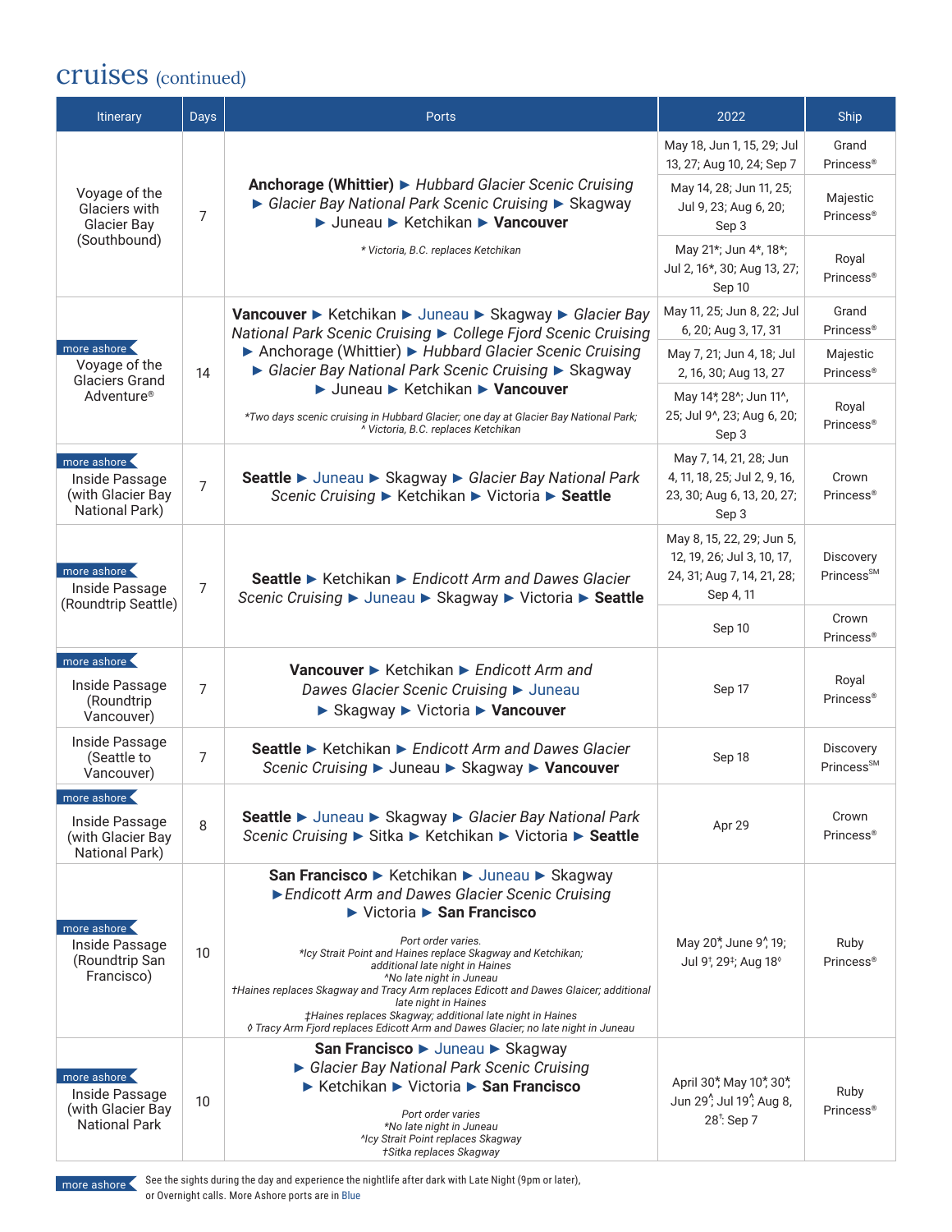# cruises (continued)

| Itinerary | Days | Ports | 2022 | Ship |
|---|---|---|---|---|
| Voyage of the Glaciers with Glacier Bay (Southbound) | 7 | **Anchorage (Whittier)** ► *Hubbard Glacier Scenic Cruising* ► *Glacier Bay National Park Scenic Cruising* ► Skagway ► Juneau ► Ketchikan ► **Vancouver**<br>*\* Victoria, B.C. replaces Ketchikan* | May 18, Jun 1, 15, 29; Jul 13, 27; Aug 10, 24; Sep 7 | Grand Princess® |
| | | | May 14, 28; Jun 11, 25; Jul 9, 23; Aug 6, 20; Sep 3 | Majestic Princess® |
| | | | May 21*; Jun 4*, 18*; Jul 2, 16*, 30; Aug 13, 27; Sep 10 | Royal Princess® |
| more ashore Voyage of the Glaciers Grand Adventure® | 14 | **Vancouver** ► Ketchikan ► Juneau ► Skagway ► *Glacier Bay National Park Scenic Cruising* ► *College Fjord Scenic Cruising* ► Anchorage (Whittier) ► *Hubbard Glacier Scenic Cruising* ► *Glacier Bay National Park Scenic Cruising* ► Skagway ► Juneau ► Ketchikan ► **Vancouver**<br>*\*Two days scenic cruising in Hubbard Glacier; one day at Glacier Bay National Park; ^ Victoria, B.C. replaces Ketchikan* | May 11, 25; Jun 8, 22; Jul 6, 20; Aug 3, 17, 31 | Grand Princess® |
| | | | May 7, 21; Jun 4, 18; Jul 2, 16, 30; Aug 13, 27 | Majestic Princess® |
| | | | May 14*, 28^; Jun 11^, 25; Jul 9^, 23; Aug 6, 20; Sep 3 | Royal Princess® |
| more ashore Inside Passage (with Glacier Bay National Park) | 7 | **Seattle** ► Juneau ► Skagway ► *Glacier Bay National Park Scenic Cruising* ► Ketchikan ► Victoria ► **Seattle** | May 7, 14, 21, 28; Jun 4, 11, 18, 25; Jul 2, 9, 16, 23, 30; Aug 6, 13, 20, 27; Sep 3 | Crown Princess® |
| more ashore Inside Passage (Roundtrip Seattle) | 7 | **Seattle** ► Ketchikan ► *Endicott Arm and Dawes Glacier Scenic Cruising* ► Juneau ► Skagway ► Victoria ► **Seattle** | May 8, 15, 22, 29; Jun 5, 12, 19, 26; Jul 3, 10, 17, 24, 31; Aug 7, 14, 21, 28; Sep 4, 11 | Discovery Princess℠ |
| | | | Sep 10 | Crown Princess® |
| more ashore Inside Passage (Roundtrip Vancouver) | 7 | **Vancouver** ► Ketchikan ► *Endicott Arm and Dawes Glacier Scenic Cruising* ► Juneau ► Skagway ► Victoria ► **Vancouver** | Sep 17 | Royal Princess® |
| Inside Passage (Seattle to Vancouver) | 7 | **Seattle** ► Ketchikan ► *Endicott Arm and Dawes Glacier Scenic Cruising* ► Juneau ► Skagway ► **Vancouver** | Sep 18 | Discovery Princess℠ |
| more ashore Inside Passage (with Glacier Bay National Park) | 8 | **Seattle** ► Juneau ► Skagway ► *Glacier Bay National Park Scenic Cruising* ► Sitka ► Ketchikan ► Victoria ► **Seattle** | Apr 29 | Crown Princess® |
| more ashore Inside Passage (Roundtrip San Francisco) | 10 | **San Francisco** ► Ketchikan ► Juneau ► Skagway ► *Endicott Arm and Dawes Glacier Scenic Cruising* ► Victoria ► **San Francisco**<br>*Port order varies.*<br>*\*Icy Strait Point and Haines replace Skagway and Ketchikan; additional late night in Haines*<br>*^No late night in Juneau*<br>*†Haines replaces Skagway and Tracy Arm replaces Edicott and Dawes Glaicer; additional late night in Haines*<br>*‡Haines replaces Skagway; additional late night in Haines*<br>*◊ Tracy Arm Fjord replaces Edicott Arm and Dawes Glacier; no late night in Juneau* | May 20*, June 9^, 19; Jul 9†, 29‡; Aug 18◊ | Ruby Princess® |
| more ashore Inside Passage (with Glacier Bay National Park | 10 | **San Francisco** ► Juneau ► Skagway ► *Glacier Bay National Park Scenic Cruising* ► Ketchikan ► Victoria ► **San Francisco**<br>*Port order varies*<br>*\*No late night in Juneau*<br>*^Icy Strait Point replaces Skagway*<br>*†Sitka replaces Skagway* | April 30*, May 10*, 30*, Jun 29^, Jul 19^, Aug 8, 28†; Sep 7 | Ruby Princess® |

more ashore See the sights during the day and experience the nightlife after dark with Late Night (9pm or later), or Overnight calls. More Ashore ports are in Blue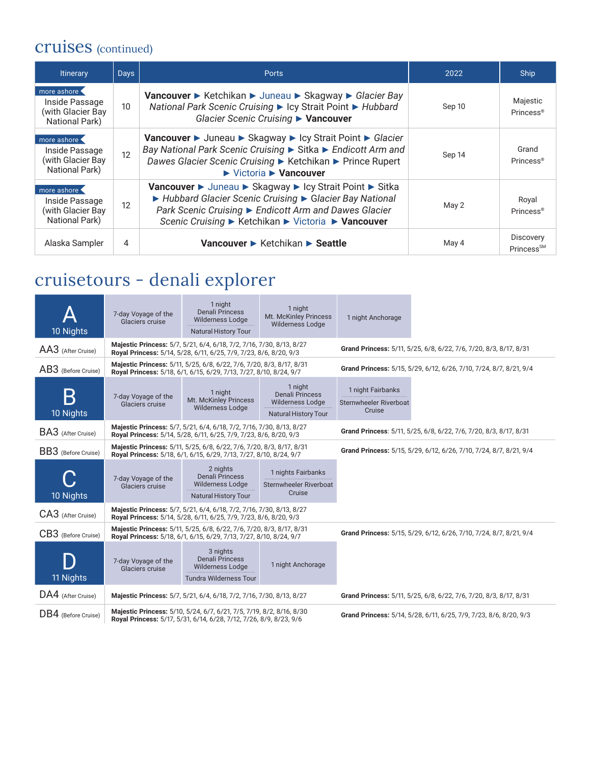# cruises (continued)

| Itinerary | Days | Ports | 2022 | Ship |
|---|---|---|---|---|
| more ashore Inside Passage (with Glacier Bay National Park) | 10 | **Vancouver** ▶ Ketchikan ▶ Juneau ▶ Skagway ▶ *Glacier Bay National Park Scenic Cruising* ▶ Icy Strait Point ▶ *Hubbard Glacier Scenic Cruising* ▶ **Vancouver** | Sep 10 | Majestic Princess® |
| more ashore Inside Passage (with Glacier Bay National Park) | 12 | **Vancouver** ▶ Juneau ▶ Skagway ▶ Icy Strait Point ▶ *Glacier Bay National Park Scenic Cruising* ▶ Sitka ▶ *Endicott Arm and Dawes Glacier Scenic Cruising* ▶ Ketchikan ▶ Prince Rupert ▶ Victoria ▶ **Vancouver** | Sep 14 | Grand Princess® |
| more ashore Inside Passage (with Glacier Bay National Park) | 12 | **Vancouver** ▶ Juneau ▶ Skagway ▶ Icy Strait Point ▶ Sitka ▶ *Hubbard Glacier Scenic Cruising* ▶ *Glacier Bay National Park Scenic Cruising* ▶ *Endicott Arm and Dawes Glacier Scenic Cruising* ▶ Ketchikan ▶ Victoria ▶ **Vancouver** | May 2 | Royal Princess® |
| Alaska Sampler | 4 | **Vancouver** ▶ Ketchikan ▶ **Seattle** | May 4 | Discovery Princess℠ |

# cruisetours - denali explorer

| A 10 Nights | 7-day Voyage of the Glaciers cruise | 1 night Denali Princess Wilderness Lodge / Natural History Tour | 1 night Mt. McKinley Princess Wilderness Lodge | 1 night Anchorage |
|---|---|---|---|---|

| | | |
|---|---|---|
| AA3 (After Cruise) | **Majestic Princess:** 5/7, 5/21, 6/4, 6/18, 7/2, 7/16, 7/30, 8/13, 8/27<br>**Royal Princess:** 5/14, 5/28, 6/11, 6/25, 7/9, 7/23, 8/6, 8/20, 9/3 | **Grand Princess:** 5/11, 5/25, 6/8, 6/22, 7/6, 7/20, 8/3, 8/17, 8/31 |
| AB3 (Before Cruise) | **Majestic Princess:** 5/11, 5/25, 6/8, 6/22, 7/6, 7/20, 8/3, 8/17, 8/31<br>**Royal Princess:** 5/18, 6/1, 6/15, 6/29, 7/13, 7/27, 8/10, 8/24, 9/7 | **Grand Princess:** 5/15, 5/29, 6/12, 6/26, 7/10, 7/24, 8/7, 8/21, 9/4 |

| B 10 Nights | 7-day Voyage of the Glaciers cruise | 1 night Mt. McKinley Princess Wilderness Lodge | 1 night Denali Princess Wilderness Lodge / Natural History Tour | 1 night Fairbanks / Sternwheeler Riverboat Cruise |
|---|---|---|---|---|

| | | |
|---|---|---|
| BA3 (After Cruise) | **Majestic Princess:** 5/7, 5/21, 6/4, 6/18, 7/2, 7/16, 7/30, 8/13, 8/27<br>**Royal Princess:** 5/14, 5/28, 6/11, 6/25, 7/9, 7/23, 8/6, 8/20, 9/3 | **Grand Princess:** 5/11, 5/25, 6/8, 6/22, 7/6, 7/20, 8/3, 8/17, 8/31 |
| BB3 (Before Cruise) | **Majestic Princess:** 5/11, 5/25, 6/8, 6/22, 7/6, 7/20, 8/3, 8/17, 8/31<br>**Royal Princess:** 5/18, 6/1, 6/15, 6/29, 7/13, 7/27, 8/10, 8/24, 9/7 | **Grand Princess:** 5/15, 5/29, 6/12, 6/26, 7/10, 7/24, 8/7, 8/21, 9/4 |

| C 10 Nights | 7-day Voyage of the Glaciers cruise | 2 nights Denali Princess Wilderness Lodge / Natural History Tour | 1 nights Fairbanks / Sternwheeler Riverboat Cruise |
|---|---|---|---|

| | | |
|---|---|---|
| CA3 (After Cruise) | **Majestic Princess:** 5/7, 5/21, 6/4, 6/18, 7/2, 7/16, 7/30, 8/13, 8/27<br>**Royal Princess:** 5/14, 5/28, 6/11, 6/25, 7/9, 7/23, 8/6, 8/20, 9/3 | |
| CB3 (Before Cruise) | **Majestic Princess:** 5/11, 5/25, 6/8, 6/22, 7/6, 7/20, 8/3, 8/17, 8/31<br>**Royal Princess:** 5/18, 6/1, 6/15, 6/29, 7/13, 7/27, 8/10, 8/24, 9/7 | **Grand Princess:** 5/15, 5/29, 6/12, 6/26, 7/10, 7/24, 8/7, 8/21, 9/4 |

| D 11 Nights | 7-day Voyage of the Glaciers cruise | 3 nights Denali Princess Wilderness Lodge / Tundra Wilderness Tour | 1 night Anchorage |
|---|---|---|---|

| | | |
|---|---|---|
| DA4 (After Cruise) | **Majestic Princess:** 5/7, 5/21, 6/4, 6/18, 7/2, 7/16, 7/30, 8/13, 8/27 | **Grand Princess:** 5/11, 5/25, 6/8, 6/22, 7/6, 7/20, 8/3, 8/17, 8/31 |
| DB4 (Before Cruise) | **Majestic Princess:** 5/10, 5/24, 6/7, 6/21, 7/5, 7/19, 8/2, 8/16, 8/30<br>**Royal Princess:** 5/17, 5/31, 6/14, 6/28, 7/12, 7/26, 8/9, 8/23, 9/6 | **Grand Princess:** 5/14, 5/28, 6/11, 6/25, 7/9, 7/23, 8/6, 8/20, 9/3 |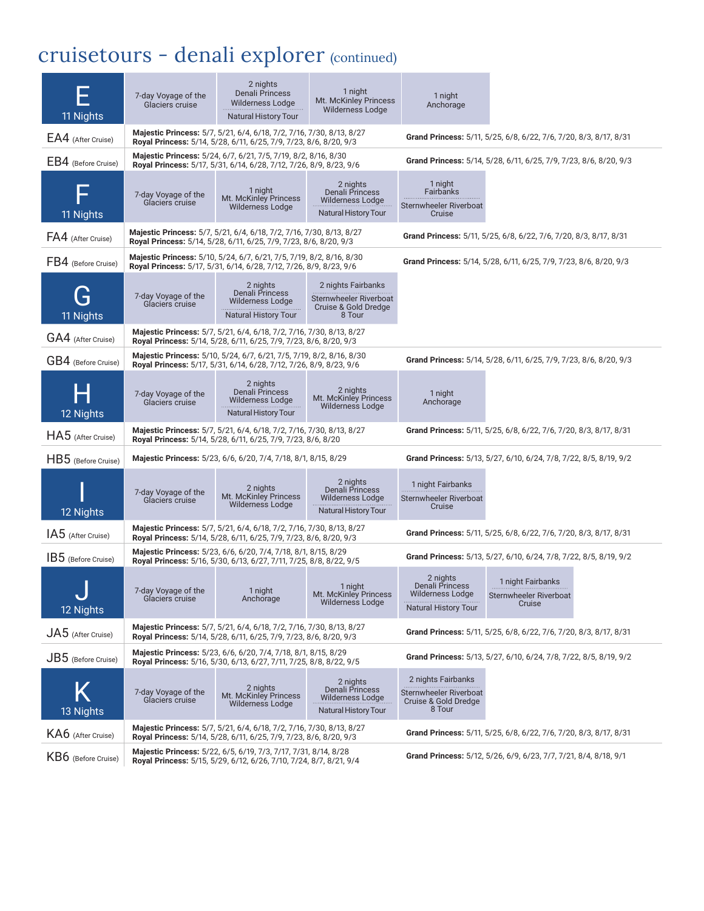# cruisetours - denali explorer (continued)

| Tour | Itinerary | | | | |
|---|---|---|---|---|---|
| **E** 11 Nights | 7-day Voyage of the Glaciers cruise | 2 nights Denali Princess Wilderness Lodge / Natural History Tour | 1 night Mt. McKinley Princess Wilderness Lodge | 1 night Anchorage | |
| **EA4** (After Cruise) | **Majestic Princess:** 5/7, 5/21, 6/4, 6/18, 7/2, 7/16, 7/30, 8/13, 8/27 **Royal Princess:** 5/14, 5/28, 6/11, 6/25, 7/9, 7/23, 8/6, 8/20, 9/3 | | | **Grand Princess:** 5/11, 5/25, 6/8, 6/22, 7/6, 7/20, 8/3, 8/17, 8/31 | |
| **EB4** (Before Cruise) | **Majestic Princess:** 5/24, 6/7, 6/21, 7/5, 7/19, 8/2, 8/16, 8/30 **Royal Princess:** 5/17, 5/31, 6/14, 6/28, 7/12, 7/26, 8/9, 8/23, 9/6 | | | **Grand Princess:** 5/14, 5/28, 6/11, 6/25, 7/9, 7/23, 8/6, 8/20, 9/3 | |
| **F** 11 Nights | 7-day Voyage of the Glaciers cruise | 1 night Mt. McKinley Princess Wilderness Lodge | 2 nights Denali Princess Wilderness Lodge / Natural History Tour | 1 night Fairbanks / Sternwheeler Riverboat Cruise | |
| **FA4** (After Cruise) | **Majestic Princess:** 5/7, 5/21, 6/4, 6/18, 7/2, 7/16, 7/30, 8/13, 8/27 **Royal Princess:** 5/14, 5/28, 6/11, 6/25, 7/9, 7/23, 8/6, 8/20, 9/3 | | | **Grand Princess:** 5/11, 5/25, 6/8, 6/22, 7/6, 7/20, 8/3, 8/17, 8/31 | |
| **FB4** (Before Cruise) | **Majestic Princess:** 5/10, 5/24, 6/7, 6/21, 7/5, 7/19, 8/2, 8/16, 8/30 **Royal Princess:** 5/17, 5/31, 6/14, 6/28, 7/12, 7/26, 8/9, 8/23, 9/6 | | | **Grand Princess:** 5/14, 5/28, 6/11, 6/25, 7/9, 7/23, 8/6, 8/20, 9/3 | |
| **G** 11 Nights | 7-day Voyage of the Glaciers cruise | 2 nights Denali Princess Wilderness Lodge / Natural History Tour | 2 nights Fairbanks / Sternwheeler Riverboat Cruise & Gold Dredge 8 Tour | | |
| **GA4** (After Cruise) | **Majestic Princess:** 5/7, 5/21, 6/4, 6/18, 7/2, 7/16, 7/30, 8/13, 8/27 **Royal Princess:** 5/14, 5/28, 6/11, 6/25, 7/9, 7/23, 8/6, 8/20, 9/3 | | | | |
| **GB4** (Before Cruise) | **Majestic Princess:** 5/10, 5/24, 6/7, 6/21, 7/5, 7/19, 8/2, 8/16, 8/30 **Royal Princess:** 5/17, 5/31, 6/14, 6/28, 7/12, 7/26, 8/9, 8/23, 9/6 | | | **Grand Princess:** 5/14, 5/28, 6/11, 6/25, 7/9, 7/23, 8/6, 8/20, 9/3 | |
| **H** 12 Nights | 7-day Voyage of the Glaciers cruise | 2 nights Denali Princess Wilderness Lodge / Natural History Tour | 2 nights Mt. McKinley Princess Wilderness Lodge | 1 night Anchorage | |
| **HA5** (After Cruise) | **Majestic Princess:** 5/7, 5/21, 6/4, 6/18, 7/2, 7/16, 7/30, 8/13, 8/27 **Royal Princess:** 5/14, 5/28, 6/11, 6/25, 7/9, 7/23, 8/6, 8/20 | | | **Grand Princess:** 5/11, 5/25, 6/8, 6/22, 7/6, 7/20, 8/3, 8/17, 8/31 | |
| **HB5** (Before Cruise) | **Majestic Princess:** 5/23, 6/6, 6/20, 7/4, 7/18, 8/1, 8/15, 8/29 | | | **Grand Princess:** 5/13, 5/27, 6/10, 6/24, 7/8, 7/22, 8/5, 8/19, 9/2 | |
| **I** 12 Nights | 7-day Voyage of the Glaciers cruise | 2 nights Mt. McKinley Princess Wilderness Lodge | 2 nights Denali Princess Wilderness Lodge / Natural History Tour | 1 night Fairbanks / Sternwheeler Riverboat Cruise | |
| **IA5** (After Cruise) | **Majestic Princess:** 5/7, 5/21, 6/4, 6/18, 7/2, 7/16, 7/30, 8/13, 8/27 **Royal Princess:** 5/14, 5/28, 6/11, 6/25, 7/9, 7/23, 8/6, 8/20, 9/3 | | | **Grand Princess:** 5/11, 5/25, 6/8, 6/22, 7/6, 7/20, 8/3, 8/17, 8/31 | |
| **IB5** (Before Cruise) | **Majestic Princess:** 5/23, 6/6, 6/20, 7/4, 7/18, 8/1, 8/15, 8/29 **Royal Princess:** 5/16, 5/30, 6/13, 6/27, 7/11, 7/25, 8/8, 8/22, 9/5 | | | **Grand Princess:** 5/13, 5/27, 6/10, 6/24, 7/8, 7/22, 8/5, 8/19, 9/2 | |
| **J** 12 Nights | 7-day Voyage of the Glaciers cruise | 1 night Anchorage | 1 night Mt. McKinley Princess Wilderness Lodge | 2 nights Denali Princess Wilderness Lodge / Natural History Tour | 1 night Fairbanks / Sternwheeler Riverboat Cruise |
| **JA5** (After Cruise) | **Majestic Princess:** 5/7, 5/21, 6/4, 6/18, 7/2, 7/16, 7/30, 8/13, 8/27 **Royal Princess:** 5/14, 5/28, 6/11, 6/25, 7/9, 7/23, 8/6, 8/20, 9/3 | | | **Grand Princess:** 5/11, 5/25, 6/8, 6/22, 7/6, 7/20, 8/3, 8/17, 8/31 | |
| **JB5** (Before Cruise) | **Majestic Princess:** 5/23, 6/6, 6/20, 7/4, 7/18, 8/1, 8/15, 8/29 **Royal Princess:** 5/16, 5/30, 6/13, 6/27, 7/11, 7/25, 8/8, 8/22, 9/5 | | | **Grand Princess:** 5/13, 5/27, 6/10, 6/24, 7/8, 7/22, 8/5, 8/19, 9/2 | |
| **K** 13 Nights | 7-day Voyage of the Glaciers cruise | 2 nights Mt. McKinley Princess Wilderness Lodge | 2 nights Denali Princess Wilderness Lodge / Natural History Tour | 2 nights Fairbanks / Sternwheeler Riverboat Cruise & Gold Dredge 8 Tour | |
| **KA6** (After Cruise) | **Majestic Princess:** 5/7, 5/21, 6/4, 6/18, 7/2, 7/16, 7/30, 8/13, 8/27 **Royal Princess:** 5/14, 5/28, 6/11, 6/25, 7/9, 7/23, 8/6, 8/20, 9/3 | | | **Grand Princess:** 5/11, 5/25, 6/8, 6/22, 7/6, 7/20, 8/3, 8/17, 8/31 | |
| **KB6** (Before Cruise) | **Majestic Princess:** 5/22, 6/5, 6/19, 7/3, 7/17, 7/31, 8/14, 8/28 **Royal Princess:** 5/15, 5/29, 6/12, 6/26, 7/10, 7/24, 8/7, 8/21, 9/4 | | | **Grand Princess:** 5/12, 5/26, 6/9, 6/23, 7/7, 7/21, 8/4, 8/18, 9/1 | |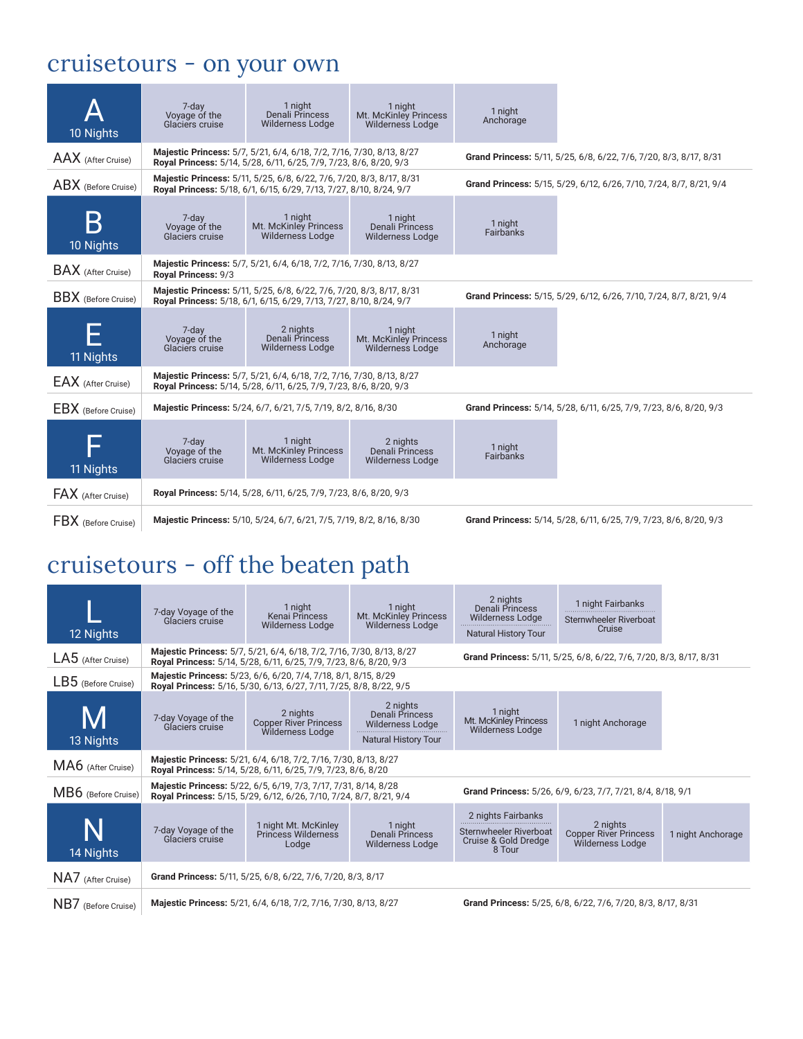# cruisetours - on your own

| A 10 Nights | 7-day Voyage of the Glaciers cruise | 1 night Denali Princess Wilderness Lodge | 1 night Mt. McKinley Princess Wilderness Lodge | 1 night Anchorage |
|---|---|---|---|---|
| AAX (After Cruise) | **Majestic Princess:** 5/7, 5/21, 6/4, 6/18, 7/2, 7/16, 7/30, 8/13, 8/27 **Royal Princess:** 5/14, 5/28, 6/11, 6/25, 7/9, 7/23, 8/6, 8/20, 9/3 | | **Grand Princess:** 5/11, 5/25, 6/8, 6/22, 7/6, 7/20, 8/3, 8/17, 8/31 | |
| ABX (Before Cruise) | **Majestic Princess:** 5/11, 5/25, 6/8, 6/22, 7/6, 7/20, 8/3, 8/17, 8/31 **Royal Princess:** 5/18, 6/1, 6/15, 6/29, 7/13, 7/27, 8/10, 8/24, 9/7 | | **Grand Princess:** 5/15, 5/29, 6/12, 6/26, 7/10, 7/24, 8/7, 8/21, 9/4 | |

| B 10 Nights | 7-day Voyage of the Glaciers cruise | 1 night Mt. McKinley Princess Wilderness Lodge | 1 night Denali Princess Wilderness Lodge | 1 night Fairbanks |
|---|---|---|---|---|
| BAX (After Cruise) | **Majestic Princess:** 5/7, 5/21, 6/4, 6/18, 7/2, 7/16, 7/30, 8/13, 8/27 **Royal Princess:** 9/3 | | | |
| BBX (Before Cruise) | **Majestic Princess:** 5/11, 5/25, 6/8, 6/22, 7/6, 7/20, 8/3, 8/17, 8/31 **Royal Princess:** 5/18, 6/1, 6/15, 6/29, 7/13, 7/27, 8/10, 8/24, 9/7 | | **Grand Princess:** 5/15, 5/29, 6/12, 6/26, 7/10, 7/24, 8/7, 8/21, 9/4 | |

| E 11 Nights | 7-day Voyage of the Glaciers cruise | 2 nights Denali Princess Wilderness Lodge | 1 night Mt. McKinley Princess Wilderness Lodge | 1 night Anchorage |
|---|---|---|---|---|
| EAX (After Cruise) | **Majestic Princess:** 5/7, 5/21, 6/4, 6/18, 7/2, 7/16, 7/30, 8/13, 8/27 **Royal Princess:** 5/14, 5/28, 6/11, 6/25, 7/9, 7/23, 8/6, 8/20, 9/3 | | | |
| EBX (Before Cruise) | **Majestic Princess:** 5/24, 6/7, 6/21, 7/5, 7/19, 8/2, 8/16, 8/30 | | **Grand Princess:** 5/14, 5/28, 6/11, 6/25, 7/9, 7/23, 8/6, 8/20, 9/3 | |

| F 11 Nights | 7-day Voyage of the Glaciers cruise | 1 night Mt. McKinley Princess Wilderness Lodge | 2 nights Denali Princess Wilderness Lodge | 1 night Fairbanks |
|---|---|---|---|---|
| FAX (After Cruise) | **Royal Princess:** 5/14, 5/28, 6/11, 6/25, 7/9, 7/23, 8/6, 8/20, 9/3 | | | |
| FBX (Before Cruise) | **Majestic Princess:** 5/10, 5/24, 6/7, 6/21, 7/5, 7/19, 8/2, 8/16, 8/30 | | **Grand Princess:** 5/14, 5/28, 6/11, 6/25, 7/9, 7/23, 8/6, 8/20, 9/3 | |

# cruisetours - off the beaten path

| L 12 Nights | 7-day Voyage of the Glaciers cruise | 1 night Kenai Princess Wilderness Lodge | 1 night Mt. McKinley Princess Wilderness Lodge | 2 nights Denali Princess Wilderness Lodge / Natural History Tour | 1 night Fairbanks / Sternwheeler Riverboat Cruise |
|---|---|---|---|---|---|
| LA5 (After Cruise) | **Majestic Princess:** 5/7, 5/21, 6/4, 6/18, 7/2, 7/16, 7/30, 8/13, 8/27 **Royal Princess:** 5/14, 5/28, 6/11, 6/25, 7/9, 7/23, 8/6, 8/20, 9/3 | | | **Grand Princess:** 5/11, 5/25, 6/8, 6/22, 7/6, 7/20, 8/3, 8/17, 8/31 | |
| LB5 (Before Cruise) | **Majestic Princess:** 5/23, 6/6, 6/20, 7/4, 7/18, 8/1, 8/15, 8/29 **Royal Princess:** 5/16, 5/30, 6/13, 6/27, 7/11, 7/25, 8/8, 8/22, 9/5 | | | | |

| M 13 Nights | 7-day Voyage of the Glaciers cruise | 2 nights Copper River Princess Wilderness Lodge | 2 nights Denali Princess Wilderness Lodge / Natural History Tour | 1 night Mt. McKinley Princess Wilderness Lodge | 1 night Anchorage |
|---|---|---|---|---|---|
| MA6 (After Cruise) | **Majestic Princess:** 5/21, 6/4, 6/18, 7/2, 7/16, 7/30, 8/13, 8/27 **Royal Princess:** 5/14, 5/28, 6/11, 6/25, 7/9, 7/23, 8/6, 8/20 | | | | |
| MB6 (Before Cruise) | **Majestic Princess:** 5/22, 6/5, 6/19, 7/3, 7/17, 7/31, 8/14, 8/28 **Royal Princess:** 5/15, 5/29, 6/12, 6/26, 7/10, 7/24, 8/7, 8/21, 9/4 | | | **Grand Princess:** 5/26, 6/9, 6/23, 7/7, 7/21, 8/4, 8/18, 9/1 | |

| N 14 Nights | 7-day Voyage of the Glaciers cruise | 1 night Mt. McKinley Princess Wilderness Lodge | 1 night Denali Princess Wilderness Lodge | 2 nights Fairbanks / Sternwheeler Riverboat Cruise & Gold Dredge 8 Tour | 2 nights Copper River Princess Wilderness Lodge | 1 night Anchorage |
|---|---|---|---|---|---|---|
| NA7 (After Cruise) | **Grand Princess:** 5/11, 5/25, 6/8, 6/22, 7/6, 7/20, 8/3, 8/17 | | | | | |
| NB7 (Before Cruise) | **Majestic Princess:** 5/21, 6/4, 6/18, 7/2, 7/16, 7/30, 8/13, 8/27 | | | **Grand Princess:** 5/25, 6/8, 6/22, 7/6, 7/20, 8/3, 8/17, 8/31 | | |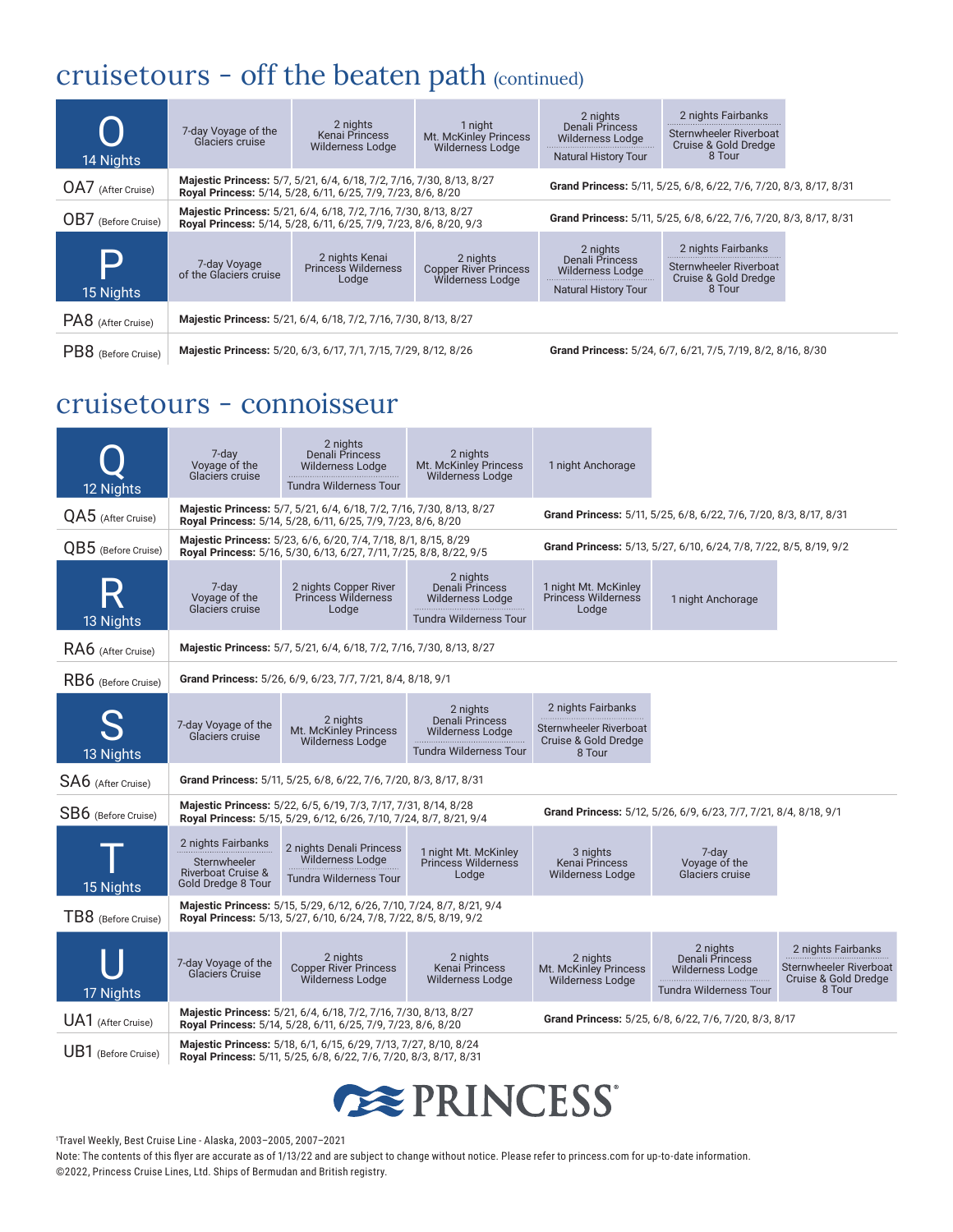# cruisetours - off the beaten path (continued)

| | | | | | |
|---|---|---|---|---|---|
| **O** 14 Nights | 7-day Voyage of the Glaciers cruise | 2 nights Kenai Princess Wilderness Lodge | 1 night Mt. McKinley Princess Wilderness Lodge | 2 nights Denali Princess Wilderness Lodge / Natural History Tour | 2 nights Fairbanks / Sternwheeler Riverboat Cruise & Gold Dredge 8 Tour |
| OA7 (After Cruise) | **Majestic Princess:** 5/7, 5/21, 6/4, 6/18, 7/2, 7/16, 7/30, 8/13, 8/27<br>**Royal Princess:** 5/14, 5/28, 6/11, 6/25, 7/9, 7/23, 8/6, 8/20 | **Grand Princess:** 5/11, 5/25, 6/8, 6/22, 7/6, 7/20, 8/3, 8/17, 8/31 | | | |
| OB7 (Before Cruise) | **Majestic Princess:** 5/21, 6/4, 6/18, 7/2, 7/16, 7/30, 8/13, 8/27<br>**Royal Princess:** 5/14, 5/28, 6/11, 6/25, 7/9, 7/23, 8/6, 8/20, 9/3 | **Grand Princess:** 5/11, 5/25, 6/8, 6/22, 7/6, 7/20, 8/3, 8/17, 8/31 | | | |
| **P** 15 Nights | 7-day Voyage of the Glaciers cruise | 2 nights Kenai Princess Wilderness Lodge | 2 nights Copper River Princess Wilderness Lodge | 2 nights Denali Princess Wilderness Lodge / Natural History Tour | 2 nights Fairbanks / Sternwheeler Riverboat Cruise & Gold Dredge 8 Tour |
| PA8 (After Cruise) | **Majestic Princess:** 5/21, 6/4, 6/18, 7/2, 7/16, 7/30, 8/13, 8/27 | | | | |
| PB8 (Before Cruise) | **Majestic Princess:** 5/20, 6/3, 6/17, 7/1, 7/15, 7/29, 8/12, 8/26 | **Grand Princess:** 5/24, 6/7, 6/21, 7/5, 7/19, 8/2, 8/16, 8/30 | | | |

# cruisetours - connoisseur

| | | | | | | |
|---|---|---|---|---|---|---|
| **Q** 12 Nights | 7-day Voyage of the Glaciers cruise | 2 nights Denali Princess Wilderness Lodge / Tundra Wilderness Tour | 2 nights Mt. McKinley Princess Wilderness Lodge | 1 night Anchorage | | |
| QA5 (After Cruise) | **Majestic Princess:** 5/7, 5/21, 6/4, 6/18, 7/2, 7/16, 7/30, 8/13, 8/27<br>**Royal Princess:** 5/14, 5/28, 6/11, 6/25, 7/9, 7/23, 8/6, 8/20 | **Grand Princess:** 5/11, 5/25, 6/8, 6/22, 7/6, 7/20, 8/3, 8/17, 8/31 | | | | |
| QB5 (Before Cruise) | **Majestic Princess:** 5/23, 6/6, 6/20, 7/4, 7/18, 8/1, 8/15, 8/29<br>**Royal Princess:** 5/16, 5/30, 6/13, 6/27, 7/11, 7/25, 8/8, 8/22, 9/5 | **Grand Princess:** 5/13, 5/27, 6/10, 6/24, 7/8, 7/22, 8/5, 8/19, 9/2 | | | | |
| **R** 13 Nights | 7-day Voyage of the Glaciers cruise | 2 nights Copper River Princess Wilderness Lodge | 2 nights Denali Princess Wilderness Lodge / Tundra Wilderness Tour | 1 night Mt. McKinley Princess Wilderness Lodge | 1 night Anchorage | |
| RA6 (After Cruise) | **Majestic Princess:** 5/7, 5/21, 6/4, 6/18, 7/2, 7/16, 7/30, 8/13, 8/27 | | | | | |
| RB6 (Before Cruise) | **Grand Princess:** 5/26, 6/9, 6/23, 7/7, 7/21, 8/4, 8/18, 9/1 | | | | | |
| **S** 13 Nights | 7-day Voyage of the Glaciers cruise | 2 nights Mt. McKinley Princess Wilderness Lodge | 2 nights Denali Princess Wilderness Lodge / Tundra Wilderness Tour | 2 nights Fairbanks / Sternwheeler Riverboat Cruise & Gold Dredge 8 Tour | | |
| SA6 (After Cruise) | **Grand Princess:** 5/11, 5/25, 6/8, 6/22, 7/6, 7/20, 8/3, 8/17, 8/31 | | | | | |
| SB6 (Before Cruise) | **Majestic Princess:** 5/22, 6/5, 6/19, 7/3, 7/17, 7/31, 8/14, 8/28<br>**Royal Princess:** 5/15, 5/29, 6/12, 6/26, 7/10, 7/24, 8/7, 8/21, 9/4 | **Grand Princess:** 5/12, 5/26, 6/9, 6/23, 7/7, 7/21, 8/4, 8/18, 9/1 | | | | |
| **T** 15 Nights | 2 nights Fairbanks / Sternwheeler Riverboat Cruise & Gold Dredge 8 Tour | 2 nights Denali Princess Wilderness Lodge / Tundra Wilderness Tour | 1 night Mt. McKinley Princess Wilderness Lodge | 3 nights Kenai Princess Wilderness Lodge | 7-day Voyage of the Glaciers cruise | |
| TB8 (Before Cruise) | **Majestic Princess:** 5/15, 5/29, 6/12, 6/26, 7/10, 7/24, 8/7, 8/21, 9/4<br>**Royal Princess:** 5/13, 5/27, 6/10, 6/24, 7/8, 7/22, 8/5, 8/19, 9/2 | | | | | |
| **U** 17 Nights | 7-day Voyage of the Glaciers Cruise | 2 nights Copper River Princess Wilderness Lodge | 2 nights Kenai Princess Wilderness Lodge | 2 nights Mt. McKinley Princess Wilderness Lodge | 2 nights Denali Princess Wilderness Lodge / Tundra Wilderness Tour | 2 nights Fairbanks / Sternwheeler Riverboat Cruise & Gold Dredge 8 Tour |
| UA1 (After Cruise) | **Majestic Princess:** 5/21, 6/4, 6/18, 7/2, 7/16, 7/30, 8/13, 8/27<br>**Royal Princess:** 5/14, 5/28, 6/11, 6/25, 7/9, 7/23, 8/6, 8/20 | **Grand Princess:** 5/25, 6/8, 6/22, 7/6, 7/20, 8/3, 8/17 | | | | |
| UB1 (Before Cruise) | **Majestic Princess:** 5/18, 6/1, 6/15, 6/29, 7/13, 7/27, 8/10, 8/24<br>**Royal Princess:** 5/11, 5/25, 6/8, 6/22, 7/6, 7/20, 8/3, 8/17, 8/31 | | | | | |

PRINCESS®

[1]Travel Weekly, Best Cruise Line - Alaska, 2003–2005, 2007–2021

Note: The contents of this flyer are accurate as of 1/13/22 and are subject to change without notice. Please refer to princess.com for up-to-date information.

©2022, Princess Cruise Lines, Ltd. Ships of Bermudan and British registry.